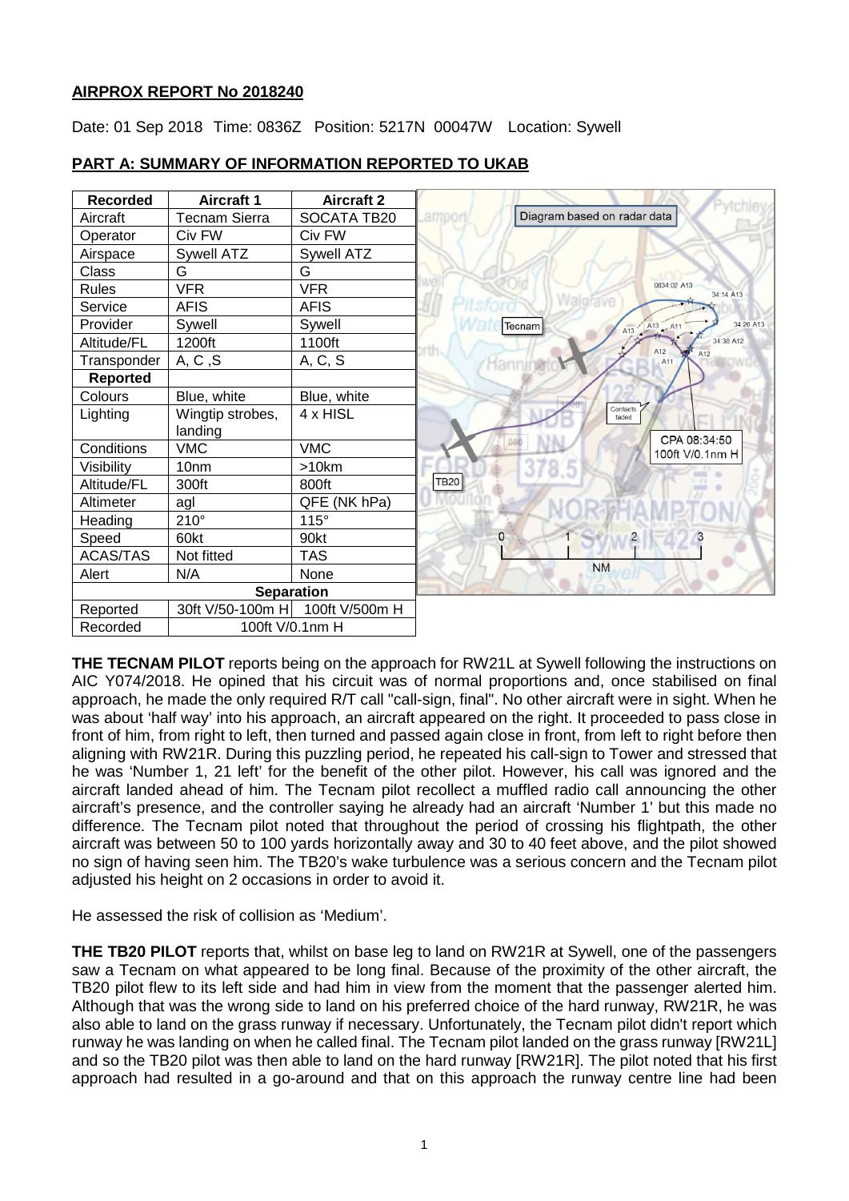**AIRPROX REPORT No 2018240**

Date: 01 Sep 2018 Time: 0836Z Position: 5217N 00047W Location: Sywell

**PART A: SUMMARY OF INFORMATION REPORTED TO UKAB**

| Recorded | Aircraft 1 | Aircraft 2 |
|---|---|---|
| Aircraft | Tecnam Sierra | SOCATA TB20 |
| Operator | Civ FW | Civ FW |
| Airspace | Sywell ATZ | Sywell ATZ |
| Class | G | G |
| Rules | VFR | VFR |
| Service | AFIS | AFIS |
| Provider | Sywell | Sywell |
| Altitude/FL | 1200ft | 1100ft |
| Transponder | A, C ,S | A, C, S |
| **Reported** | | |
| Colours | Blue, white | Blue, white |
| Lighting | Wingtip strobes, landing | 4 x HISL |
| Conditions | VMC | VMC |
| Visibility | 10nm | >10km |
| Altitude/FL | 300ft | 800ft |
| Altimeter | agl | QFE (NK hPa) |
| Heading | 210° | 115° |
| Speed | 60kt | 90kt |
| ACAS/TAS | Not fitted | TAS |
| Alert | N/A | None |
| **Separation** | | |
| Reported | 30ft V/50-100m H | 100ft V/500m H |
| Recorded | 100ft V/0.1nm H | |

Diagram based on radar data

CPA 08:34:50
100ft V/0.1nm H

**THE TECNAM PILOT** reports being on the approach for RW21L at Sywell following the instructions on AIC Y074/2018. He opined that his circuit was of normal proportions and, once stabilised on final approach, he made the only required R/T call "call-sign, final". No other aircraft were in sight. When he was about 'half way' into his approach, an aircraft appeared on the right. It proceeded to pass close in front of him, from right to left, then turned and passed again close in front, from left to right before then aligning with RW21R. During this puzzling period, he repeated his call-sign to Tower and stressed that he was 'Number 1, 21 left' for the benefit of the other pilot. However, his call was ignored and the aircraft landed ahead of him. The Tecnam pilot recollect a muffled radio call announcing the other aircraft's presence, and the controller saying he already had an aircraft 'Number 1' but this made no difference. The Tecnam pilot noted that throughout the period of crossing his flightpath, the other aircraft was between 50 to 100 yards horizontally away and 30 to 40 feet above, and the pilot showed no sign of having seen him. The TB20's wake turbulence was a serious concern and the Tecnam pilot adjusted his height on 2 occasions in order to avoid it.

He assessed the risk of collision as 'Medium'.

**THE TB20 PILOT** reports that, whilst on base leg to land on RW21R at Sywell, one of the passengers saw a Tecnam on what appeared to be long final. Because of the proximity of the other aircraft, the TB20 pilot flew to its left side and had him in view from the moment that the passenger alerted him. Although that was the wrong side to land on his preferred choice of the hard runway, RW21R, he was also able to land on the grass runway if necessary. Unfortunately, the Tecnam pilot didn't report which runway he was landing on when he called final. The Tecnam pilot landed on the grass runway [RW21L] and so the TB20 pilot was then able to land on the hard runway [RW21R]. The pilot noted that his first approach had resulted in a go-around and that on this approach the runway centre line had been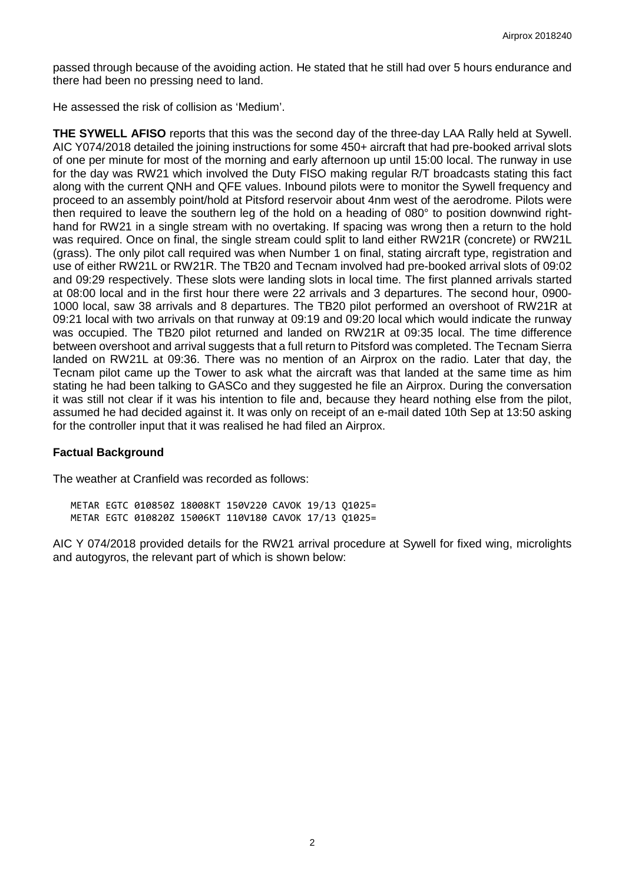passed through because of the avoiding action. He stated that he still had over 5 hours endurance and there had been no pressing need to land.

He assessed the risk of collision as 'Medium'.

**THE SYWELL AFISO** reports that this was the second day of the three-day LAA Rally held at Sywell. AIC Y074/2018 detailed the joining instructions for some 450+ aircraft that had pre-booked arrival slots of one per minute for most of the morning and early afternoon up until 15:00 local. The runway in use for the day was RW21 which involved the Duty FISO making regular R/T broadcasts stating this fact along with the current QNH and QFE values. Inbound pilots were to monitor the Sywell frequency and proceed to an assembly point/hold at Pitsford reservoir about 4nm west of the aerodrome. Pilots were then required to leave the southern leg of the hold on a heading of 080° to position downwind right-hand for RW21 in a single stream with no overtaking. If spacing was wrong then a return to the hold was required. Once on final, the single stream could split to land either RW21R (concrete) or RW21L (grass). The only pilot call required was when Number 1 on final, stating aircraft type, registration and use of either RW21L or RW21R. The TB20 and Tecnam involved had pre-booked arrival slots of 09:02 and 09:29 respectively. These slots were landing slots in local time. The first planned arrivals started at 08:00 local and in the first hour there were 22 arrivals and 3 departures. The second hour, 0900-1000 local, saw 38 arrivals and 8 departures. The TB20 pilot performed an overshoot of RW21R at 09:21 local with two arrivals on that runway at 09:19 and 09:20 local which would indicate the runway was occupied. The TB20 pilot returned and landed on RW21R at 09:35 local. The time difference between overshoot and arrival suggests that a full return to Pitsford was completed. The Tecnam Sierra landed on RW21L at 09:36. There was no mention of an Airprox on the radio. Later that day, the Tecnam pilot came up the Tower to ask what the aircraft was that landed at the same time as him stating he had been talking to GASCo and they suggested he file an Airprox. During the conversation it was still not clear if it was his intention to file and, because they heard nothing else from the pilot, assumed he had decided against it. It was only on receipt of an e-mail dated 10th Sep at 13:50 asking for the controller input that it was realised he had filed an Airprox.

## Factual Background

The weather at Cranfield was recorded as follows:

```
METAR EGTC 010850Z 18008KT 150V220 CAVOK 19/13 Q1025=
METAR EGTC 010820Z 15006KT 110V180 CAVOK 17/13 Q1025=
```

AIC Y 074/2018 provided details for the RW21 arrival procedure at Sywell for fixed wing, microlights and autogyros, the relevant part of which is shown below: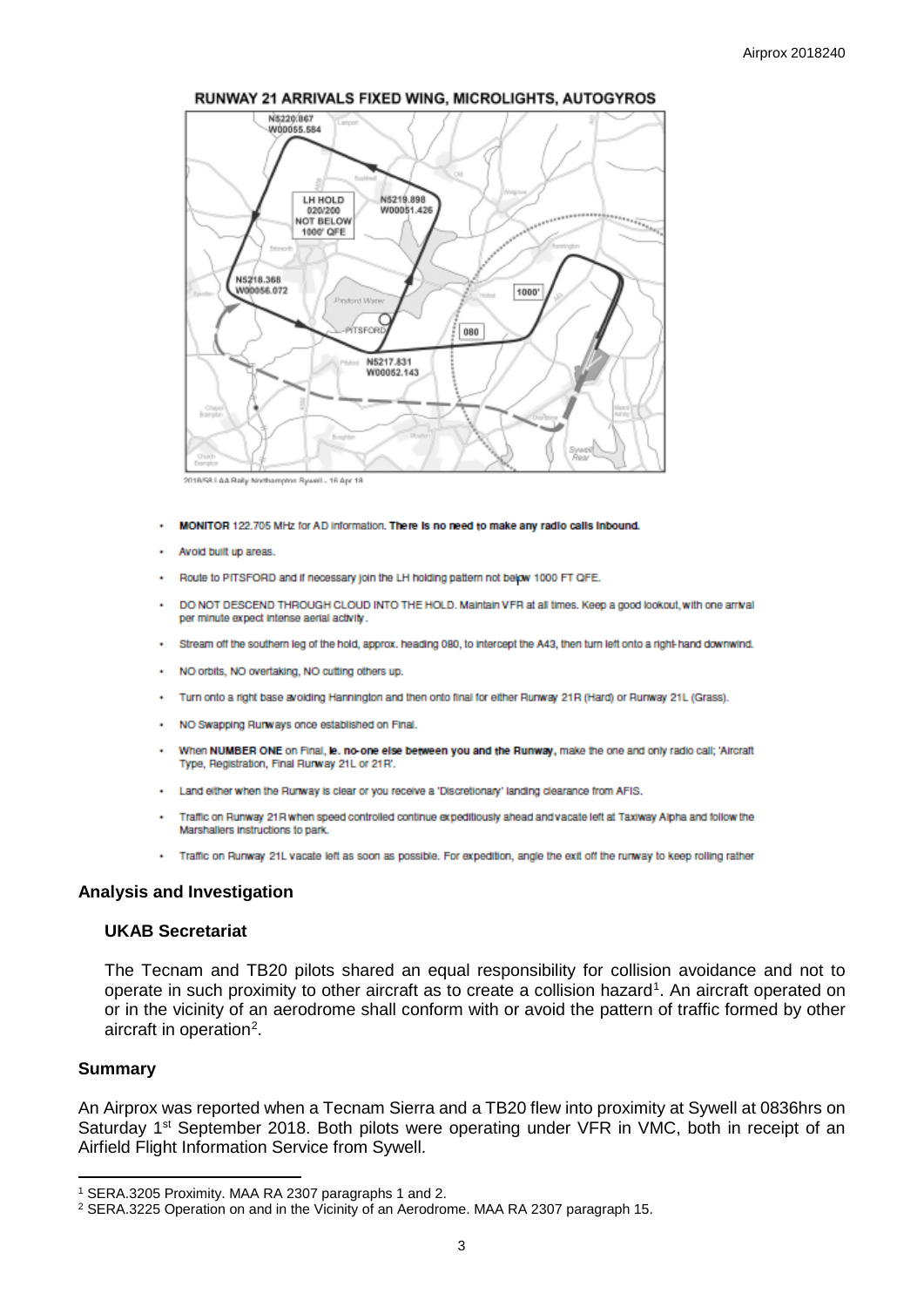RUNWAY 21 ARRIVALS FIXED WING, MICROLIGHTS, AUTOGYROS

- **MONITOR** 122.705 MHz for AD information. **There is no need to make any radio calls inbound.**
- Avoid built up areas.
- Route to PITSFORD and if necessary join the LH holding pattern not below 1000 FT QFE.
- DO NOT DESCEND THROUGH CLOUD INTO THE HOLD. Maintain VFR at all times. Keep a good lookout, with one arrival per minute expect intense aerial activity.
- Stream off the southern leg of the hold, approx. heading 080, to intercept the A43, then turn left onto a right-hand downwind.
- NO orbits, NO overtaking, NO cutting others up.
- Turn onto a right base avoiding Hannington and then onto final for either Runway 21R (Hard) or Runway 21L (Grass).
- NO Swapping Runways once established on Final.
- When **NUMBER ONE** on Final, **ie. no-one else between you and the Runway**, make the one and only radio call; 'Aircraft Type, Registration, Final Runway 21L or 21R'.
- Land either when the Runway is clear or you receive a 'Discretionary' landing clearance from AFIS.
- Traffic on Runway 21R when speed controlled continue expeditiously ahead and vacate left at Taxiway Alpha and follow the Marshallers instructions to park.
- Traffic on Runway 21L vacate left as soon as possible. For expedition, angle the exit off the runway to keep rolling rather

## Analysis and Investigation

### UKAB Secretariat

The Tecnam and TB20 pilots shared an equal responsibility for collision avoidance and not to operate in such proximity to other aircraft as to create a collision hazard[1]. An aircraft operated on or in the vicinity of an aerodrome shall conform with or avoid the pattern of traffic formed by other aircraft in operation[2].

## Summary

An Airprox was reported when a Tecnam Sierra and a TB20 flew into proximity at Sywell at 0836hrs on Saturday 1st September 2018. Both pilots were operating under VFR in VMC, both in receipt of an Airfield Flight Information Service from Sywell.

[1] SERA.3205 Proximity. MAA RA 2307 paragraphs 1 and 2.

[2] SERA.3225 Operation on and in the Vicinity of an Aerodrome. MAA RA 2307 paragraph 15.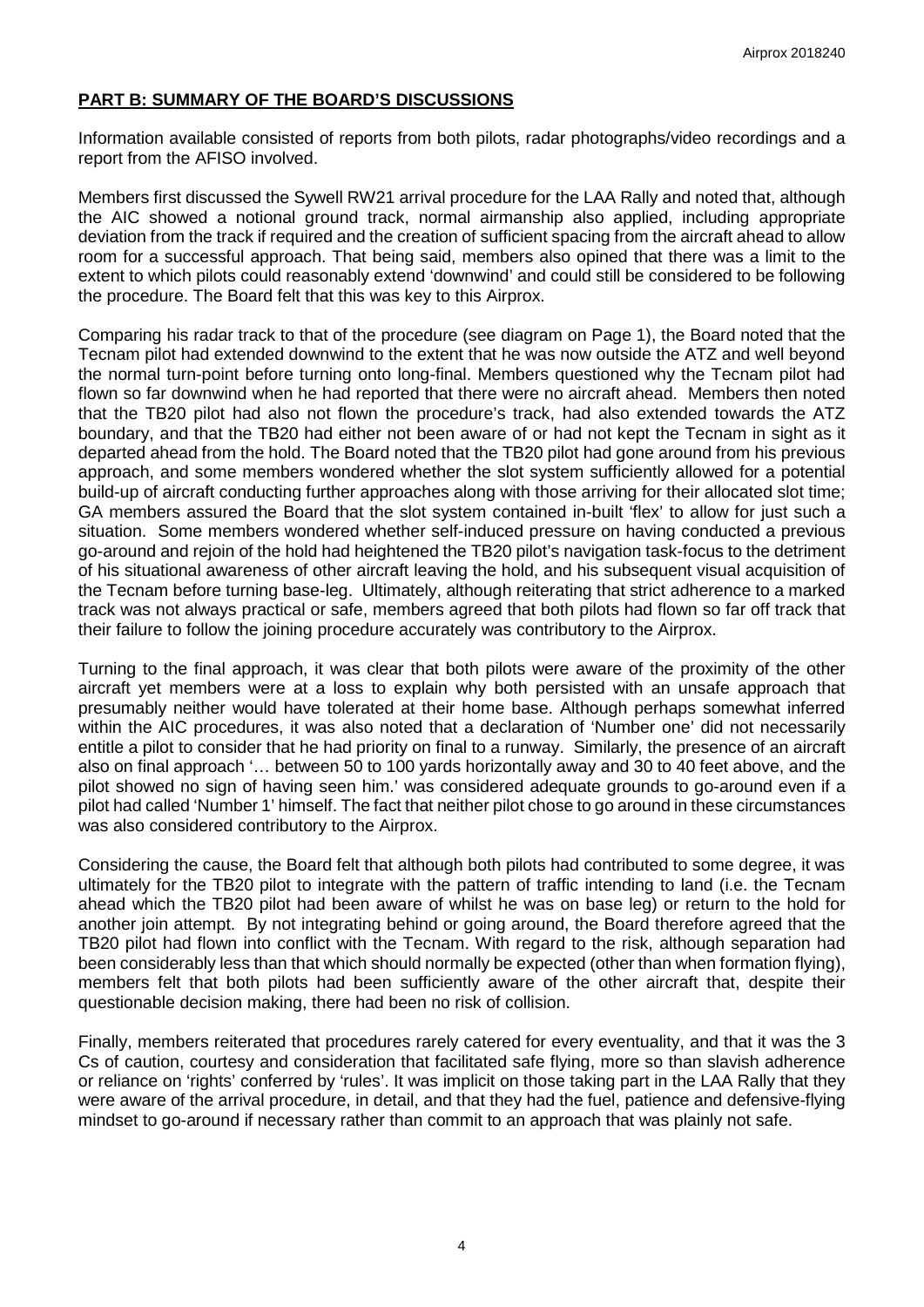## PART B: SUMMARY OF THE BOARD'S DISCUSSIONS

Information available consisted of reports from both pilots, radar photographs/video recordings and a report from the AFISO involved.

Members first discussed the Sywell RW21 arrival procedure for the LAA Rally and noted that, although the AIC showed a notional ground track, normal airmanship also applied, including appropriate deviation from the track if required and the creation of sufficient spacing from the aircraft ahead to allow room for a successful approach. That being said, members also opined that there was a limit to the extent to which pilots could reasonably extend 'downwind' and could still be considered to be following the procedure. The Board felt that this was key to this Airprox.

Comparing his radar track to that of the procedure (see diagram on Page 1), the Board noted that the Tecnam pilot had extended downwind to the extent that he was now outside the ATZ and well beyond the normal turn-point before turning onto long-final. Members questioned why the Tecnam pilot had flown so far downwind when he had reported that there were no aircraft ahead. Members then noted that the TB20 pilot had also not flown the procedure's track, had also extended towards the ATZ boundary, and that the TB20 had either not been aware of or had not kept the Tecnam in sight as it departed ahead from the hold. The Board noted that the TB20 pilot had gone around from his previous approach, and some members wondered whether the slot system sufficiently allowed for a potential build-up of aircraft conducting further approaches along with those arriving for their allocated slot time; GA members assured the Board that the slot system contained in-built 'flex' to allow for just such a situation. Some members wondered whether self-induced pressure on having conducted a previous go-around and rejoin of the hold had heightened the TB20 pilot's navigation task-focus to the detriment of his situational awareness of other aircraft leaving the hold, and his subsequent visual acquisition of the Tecnam before turning base-leg. Ultimately, although reiterating that strict adherence to a marked track was not always practical or safe, members agreed that both pilots had flown so far off track that their failure to follow the joining procedure accurately was contributory to the Airprox.

Turning to the final approach, it was clear that both pilots were aware of the proximity of the other aircraft yet members were at a loss to explain why both persisted with an unsafe approach that presumably neither would have tolerated at their home base. Although perhaps somewhat inferred within the AIC procedures, it was also noted that a declaration of 'Number one' did not necessarily entitle a pilot to consider that he had priority on final to a runway. Similarly, the presence of an aircraft also on final approach '… between 50 to 100 yards horizontally away and 30 to 40 feet above, and the pilot showed no sign of having seen him.' was considered adequate grounds to go-around even if a pilot had called 'Number 1' himself. The fact that neither pilot chose to go around in these circumstances was also considered contributory to the Airprox.

Considering the cause, the Board felt that although both pilots had contributed to some degree, it was ultimately for the TB20 pilot to integrate with the pattern of traffic intending to land (i.e. the Tecnam ahead which the TB20 pilot had been aware of whilst he was on base leg) or return to the hold for another join attempt. By not integrating behind or going around, the Board therefore agreed that the TB20 pilot had flown into conflict with the Tecnam. With regard to the risk, although separation had been considerably less than that which should normally be expected (other than when formation flying), members felt that both pilots had been sufficiently aware of the other aircraft that, despite their questionable decision making, there had been no risk of collision.

Finally, members reiterated that procedures rarely catered for every eventuality, and that it was the 3 Cs of caution, courtesy and consideration that facilitated safe flying, more so than slavish adherence or reliance on 'rights' conferred by 'rules'. It was implicit on those taking part in the LAA Rally that they were aware of the arrival procedure, in detail, and that they had the fuel, patience and defensive-flying mindset to go-around if necessary rather than commit to an approach that was plainly not safe.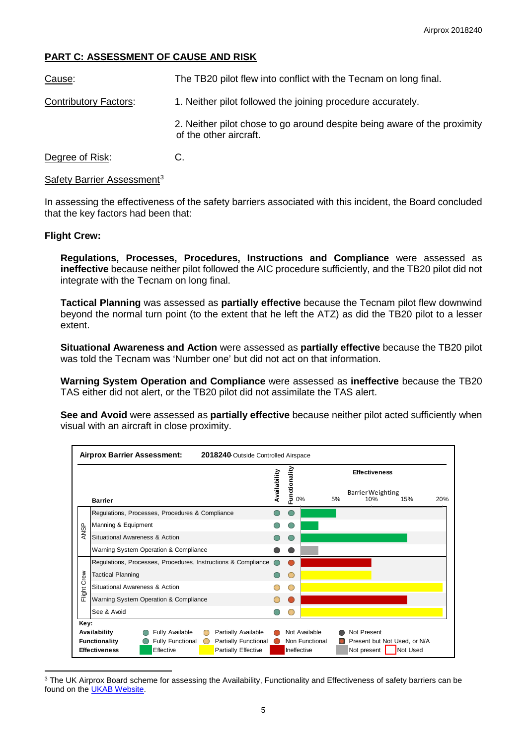## PART C: ASSESSMENT OF CAUSE AND RISK

Cause: The TB20 pilot flew into conflict with the Tecnam on long final.

Contributory Factors:

1. Neither pilot followed the joining procedure accurately.
2. Neither pilot chose to go around despite being aware of the proximity of the other aircraft.

Degree of Risk: C.

Safety Barrier Assessment[3]

In assessing the effectiveness of the safety barriers associated with this incident, the Board concluded that the key factors had been that:

**Flight Crew:**

**Regulations, Processes, Procedures, Instructions and Compliance** were assessed as **ineffective** because neither pilot followed the AIC procedure sufficiently, and the TB20 pilot did not integrate with the Tecnam on long final.

**Tactical Planning** was assessed as **partially effective** because the Tecnam pilot flew downwind beyond the normal turn point (to the extent that he left the ATZ) as did the TB20 pilot to a lesser extent.

**Situational Awareness and Action** were assessed as **partially effective** because the TB20 pilot was told the Tecnam was 'Number one' but did not act on that information.

**Warning System Operation and Compliance** were assessed as **ineffective** because the TB20 TAS either did not alert, or the TB20 pilot did not assimilate the TAS alert.

**See and Avoid** were assessed as **partially effective** because neither pilot acted sufficiently when visual with an aircraft in close proximity.

Airprox Barrier Assessment: 2018240 Outside Controlled Airspace

Barrier
Availability
Functionality
Effectiveness
Barrier Weighting
0% 5% 10% 15% 20%

ANSP
Regulations, Processes, Procedures & Compliance
Manning & Equipment
Situational Awareness & Action
Warning System Operation & Compliance

Flight Crew
Regulations, Processes, Procedures, Instructions & Compliance
Tactical Planning
Situational Awareness & Action
Warning System Operation & Compliance
See & Avoid

Key:
Availability: Fully Available, Partially Available, Not Available, Not Present
Functionality: Fully Functional, Partially Functional, Non Functional, Present but Not Used, or N/A
Effectiveness: Effective, Partially Effective, Ineffective, Not present, Not Used

---

[3] The UK Airprox Board scheme for assessing the Availability, Functionality and Effectiveness of safety barriers can be found on the UKAB Website.